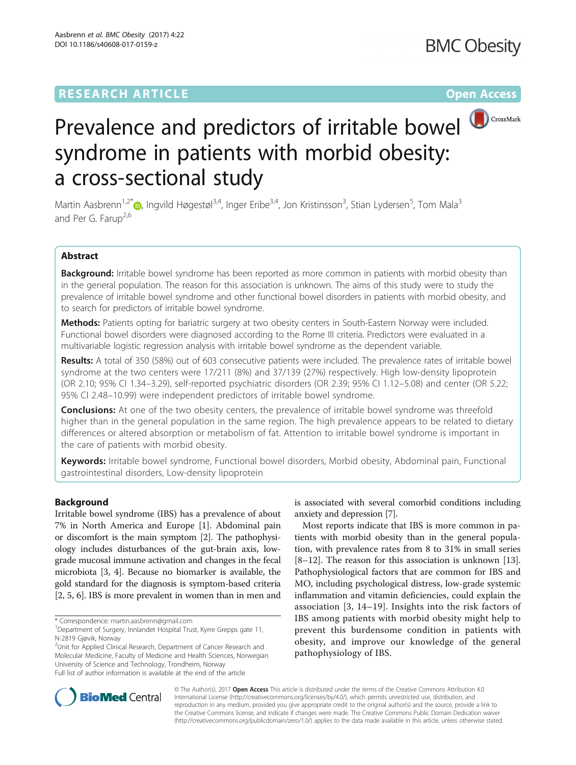RESEARCH ARTICLE

Open Access

# Prevalence and predictors of irritable bowel syndrome in patients with morbid obesity: a cross-sectional study

Martin Aasbrenn[1,2*], Ingvild Høgestøl[3,4], Inger Eribe[3,4], Jon Kristinsson[3], Stian Lydersen[5], Tom Mala[3] and Per G. Farup[2,6]

## Abstract

**Background:** Irritable bowel syndrome has been reported as more common in patients with morbid obesity than in the general population. The reason for this association is unknown. The aims of this study were to study the prevalence of irritable bowel syndrome and other functional bowel disorders in patients with morbid obesity, and to search for predictors of irritable bowel syndrome.

**Methods:** Patients opting for bariatric surgery at two obesity centers in South-Eastern Norway were included. Functional bowel disorders were diagnosed according to the Rome III criteria. Predictors were evaluated in a multivariable logistic regression analysis with irritable bowel syndrome as the dependent variable.

**Results:** A total of 350 (58%) out of 603 consecutive patients were included. The prevalence rates of irritable bowel syndrome at the two centers were 17/211 (8%) and 37/139 (27%) respectively. High low-density lipoprotein (OR 2.10; 95% CI 1.34–3.29), self-reported psychiatric disorders (OR 2.39; 95% CI 1.12–5.08) and center (OR 5.22; 95% CI 2.48–10.99) were independent predictors of irritable bowel syndrome.

**Conclusions:** At one of the two obesity centers, the prevalence of irritable bowel syndrome was threefold higher than in the general population in the same region. The high prevalence appears to be related to dietary differences or altered absorption or metabolism of fat. Attention to irritable bowel syndrome is important in the care of patients with morbid obesity.

**Keywords:** Irritable bowel syndrome, Functional bowel disorders, Morbid obesity, Abdominal pain, Functional gastrointestinal disorders, Low-density lipoprotein

## Background

Irritable bowel syndrome (IBS) has a prevalence of about 7% in North America and Europe [1]. Abdominal pain or discomfort is the main symptom [2]. The pathophysiology includes disturbances of the gut-brain axis, low-grade mucosal immune activation and changes in the fecal microbiota [3, 4]. Because no biomarker is available, the gold standard for the diagnosis is symptom-based criteria [2, 5, 6]. IBS is more prevalent in women than in men and is associated with several comorbid conditions including anxiety and depression [7].

Most reports indicate that IBS is more common in patients with morbid obesity than in the general population, with prevalence rates from 8 to 31% in small series [8–12]. The reason for this association is unknown [13]. Pathophysiological factors that are common for IBS and MO, including psychological distress, low-grade systemic inflammation and vitamin deficiencies, could explain the association [3, 14–19]. Insights into the risk factors of IBS among patients with morbid obesity might help to prevent this burdensome condition in patients with obesity, and improve our knowledge of the general pathophysiology of IBS.

* Correspondence: martin.aasbrenn@gmail.com
[1]Department of Surgery, Innlandet Hospital Trust, Kyrre Grepps gate 11, N-2819 Gjøvik, Norway
[2]Unit for Applied Clinical Research, Department of Cancer Research and Molecular Medicine, Faculty of Medicine and Health Sciences, Norwegian University of Science and Technology, Trondheim, Norway
Full list of author information is available at the end of the article

© The Author(s). 2017 **Open Access** This article is distributed under the terms of the Creative Commons Attribution 4.0 International License (http://creativecommons.org/licenses/by/4.0/), which permits unrestricted use, distribution, and reproduction in any medium, provided you give appropriate credit to the original author(s) and the source, provide a link to the Creative Commons license, and indicate if changes were made. The Creative Commons Public Domain Dedication waiver (http://creativecommons.org/publicdomain/zero/1.0/) applies to the data made available in this article, unless otherwise stated.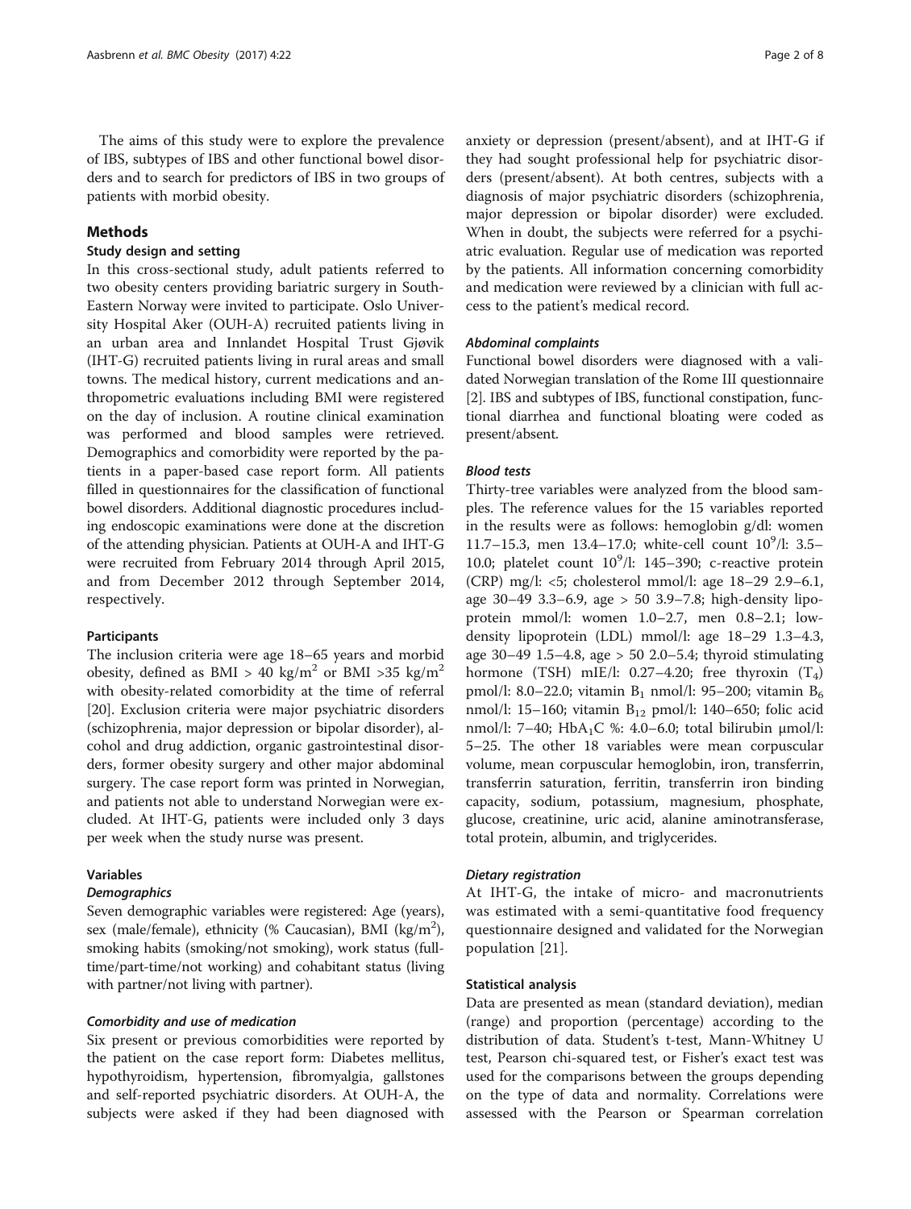The aims of this study were to explore the prevalence of IBS, subtypes of IBS and other functional bowel disorders and to search for predictors of IBS in two groups of patients with morbid obesity.

## Methods

### Study design and setting

In this cross-sectional study, adult patients referred to two obesity centers providing bariatric surgery in South-Eastern Norway were invited to participate. Oslo University Hospital Aker (OUH-A) recruited patients living in an urban area and Innlandet Hospital Trust Gjøvik (IHT-G) recruited patients living in rural areas and small towns. The medical history, current medications and anthropometric evaluations including BMI were registered on the day of inclusion. A routine clinical examination was performed and blood samples were retrieved. Demographics and comorbidity were reported by the patients in a paper-based case report form. All patients filled in questionnaires for the classification of functional bowel disorders. Additional diagnostic procedures including endoscopic examinations were done at the discretion of the attending physician. Patients at OUH-A and IHT-G were recruited from February 2014 through April 2015, and from December 2012 through September 2014, respectively.

### Participants

The inclusion criteria were age 18–65 years and morbid obesity, defined as BMI > 40 kg/m$^2$ or BMI >35 kg/m$^2$ with obesity-related comorbidity at the time of referral [20]. Exclusion criteria were major psychiatric disorders (schizophrenia, major depression or bipolar disorder), alcohol and drug addiction, organic gastrointestinal disorders, former obesity surgery and other major abdominal surgery. The case report form was printed in Norwegian, and patients not able to understand Norwegian were excluded. At IHT-G, patients were included only 3 days per week when the study nurse was present.

### Variables

#### *Demographics*

Seven demographic variables were registered: Age (years), sex (male/female), ethnicity (% Caucasian), BMI (kg/m$^2$), smoking habits (smoking/not smoking), work status (full-time/part-time/not working) and cohabitant status (living with partner/not living with partner).

#### *Comorbidity and use of medication*

Six present or previous comorbidities were reported by the patient on the case report form: Diabetes mellitus, hypothyroidism, hypertension, fibromyalgia, gallstones and self-reported psychiatric disorders. At OUH-A, the subjects were asked if they had been diagnosed with anxiety or depression (present/absent), and at IHT-G if they had sought professional help for psychiatric disorders (present/absent). At both centres, subjects with a diagnosis of major psychiatric disorders (schizophrenia, major depression or bipolar disorder) were excluded. When in doubt, the subjects were referred for a psychiatric evaluation. Regular use of medication was reported by the patients. All information concerning comorbidity and medication were reviewed by a clinician with full access to the patient's medical record.

#### *Abdominal complaints*

Functional bowel disorders were diagnosed with a validated Norwegian translation of the Rome III questionnaire [2]. IBS and subtypes of IBS, functional constipation, functional diarrhea and functional bloating were coded as present/absent.

#### *Blood tests*

Thirty-tree variables were analyzed from the blood samples. The reference values for the 15 variables reported in the results were as follows: hemoglobin g/dl: women 11.7–15.3, men 13.4–17.0; white-cell count $10^9$/l: 3.5–10.0; platelet count $10^9$/l: 145–390; c-reactive protein (CRP) mg/l: <5; cholesterol mmol/l: age 18–29 2.9–6.1, age 30–49 3.3–6.9, age > 50 3.9–7.8; high-density lipoprotein mmol/l: women 1.0–2.7, men 0.8–2.1; low-density lipoprotein (LDL) mmol/l: age 18–29 1.3–4.3, age 30–49 1.5–4.8, age > 50 2.0–5.4; thyroid stimulating hormone (TSH) mIE/l: 0.27–4.20; free thyroxin ($T_4$) pmol/l: 8.0–22.0; vitamin $B_1$ nmol/l: 95–200; vitamin $B_6$ nmol/l: 15–160; vitamin $B_{12}$ pmol/l: 140–650; folic acid nmol/l: 7–40; $HbA_1C$ %: 4.0–6.0; total bilirubin μmol/l: 5–25. The other 18 variables were mean corpuscular volume, mean corpuscular hemoglobin, iron, transferrin, transferrin saturation, ferritin, transferrin iron binding capacity, sodium, potassium, magnesium, phosphate, glucose, creatinine, uric acid, alanine aminotransferase, total protein, albumin, and triglycerides.

#### *Dietary registration*

At IHT-G, the intake of micro- and macronutrients was estimated with a semi-quantitative food frequency questionnaire designed and validated for the Norwegian population [21].

### Statistical analysis

Data are presented as mean (standard deviation), median (range) and proportion (percentage) according to the distribution of data. Student's t-test, Mann-Whitney U test, Pearson chi-squared test, or Fisher's exact test was used for the comparisons between the groups depending on the type of data and normality. Correlations were assessed with the Pearson or Spearman correlation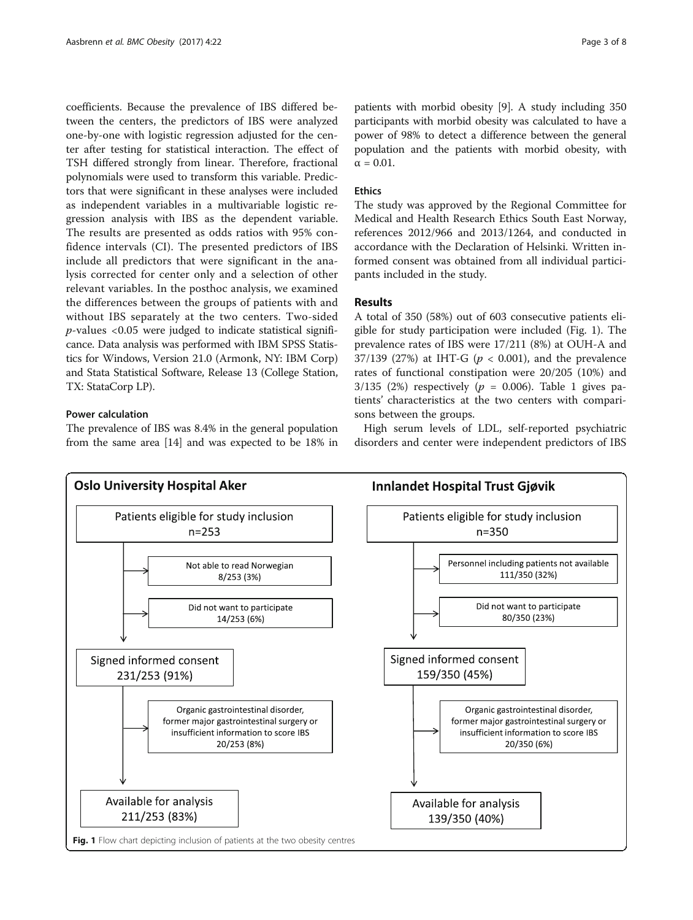coefficients. Because the prevalence of IBS differed between the centers, the predictors of IBS were analyzed one-by-one with logistic regression adjusted for the center after testing for statistical interaction. The effect of TSH differed strongly from linear. Therefore, fractional polynomials were used to transform this variable. Predictors that were significant in these analyses were included as independent variables in a multivariable logistic regression analysis with IBS as the dependent variable. The results are presented as odds ratios with 95% confidence intervals (CI). The presented predictors of IBS include all predictors that were significant in the analysis corrected for center only and a selection of other relevant variables. In the posthoc analysis, we examined the differences between the groups of patients with and without IBS separately at the two centers. Two-sided *p*-values <0.05 were judged to indicate statistical significance. Data analysis was performed with IBM SPSS Statistics for Windows, Version 21.0 (Armonk, NY: IBM Corp) and Stata Statistical Software, Release 13 (College Station, TX: StataCorp LP).

### Power calculation

The prevalence of IBS was 8.4% in the general population from the same area [14] and was expected to be 18% in patients with morbid obesity [9]. A study including 350 participants with morbid obesity was calculated to have a power of 98% to detect a difference between the general population and the patients with morbid obesity, with $\alpha = 0.01$.

### Ethics

The study was approved by the Regional Committee for Medical and Health Research Ethics South East Norway, references 2012/966 and 2013/1264, and conducted in accordance with the Declaration of Helsinki. Written informed consent was obtained from all individual participants included in the study.

## Results

A total of 350 (58%) out of 603 consecutive patients eligible for study participation were included (Fig. 1). The prevalence rates of IBS were 17/211 (8%) at OUH-A and 37/139 (27%) at IHT-G ($p < 0.001$), and the prevalence rates of functional constipation were 20/205 (10%) and 3/135 (2%) respectively ($p = 0.006$). Table 1 gives patients' characteristics at the two centers with comparisons between the groups.

High serum levels of LDL, self-reported psychiatric disorders and center were independent predictors of IBS

**Oslo University Hospital Aker**

- Patients eligible for study inclusion n=253
  - Not able to read Norwegian 8/253 (3%)
  - Did not want to participate 14/253 (6%)
- Signed informed consent 231/253 (91%)
  - Organic gastrointestinal disorder, former major gastrointestinal surgery or insufficient information to score IBS 20/253 (8%)
- Available for analysis 211/253 (83%)

**Innlandet Hospital Trust Gjøvik**

- Patients eligible for study inclusion n=350
  - Personnel including patients not available 111/350 (32%)
  - Did not want to participate 80/350 (23%)
- Signed informed consent 159/350 (45%)
  - Organic gastrointestinal disorder, former major gastrointestinal surgery or insufficient information to score IBS 20/350 (6%)
- Available for analysis 139/350 (40%)

**Fig. 1** Flow chart depicting inclusion of patients at the two obesity centres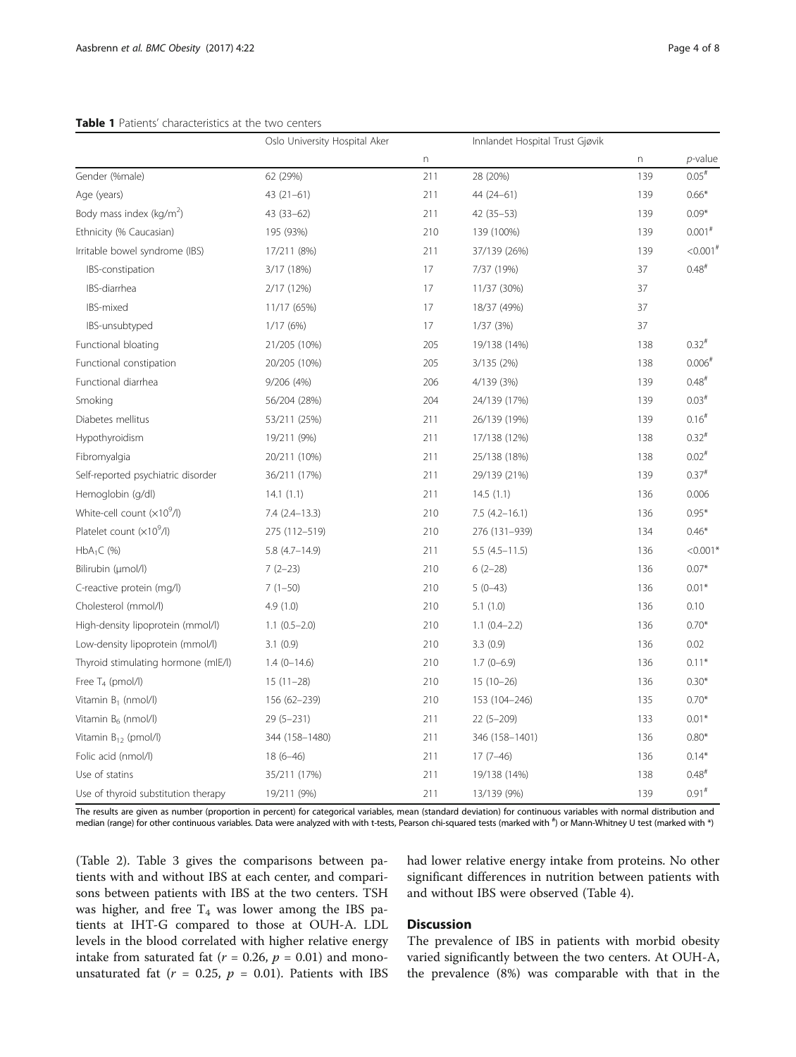**Table 1** Patients' characteristics at the two centers

| | Oslo University Hospital Aker | | Innlandet Hospital Trust Gjøvik | | |
|---|---|---|---|---|---|
| | | n | | n | *p*-value |
| Gender (%male) | 62 (29%) | 211 | 28 (20%) | 139 | 0.05[#] |
| Age (years) | 43 (21–61) | 211 | 44 (24–61) | 139 | 0.66* |
| Body mass index (kg/m$^2$) | 43 (33–62) | 211 | 42 (35–53) | 139 | 0.09* |
| Ethnicity (% Caucasian) | 195 (93%) | 210 | 139 (100%) | 139 | 0.001[#] |
| Irritable bowel syndrome (IBS) | 17/211 (8%) | 211 | 37/139 (26%) | 139 | <0.001[#] |
| IBS-constipation | 3/17 (18%) | 17 | 7/37 (19%) | 37 | 0.48[#] |
| IBS-diarrhea | 2/17 (12%) | 17 | 11/37 (30%) | 37 | |
| IBS-mixed | 11/17 (65%) | 17 | 18/37 (49%) | 37 | |
| IBS-unsubtyped | 1/17 (6%) | 17 | 1/37 (3%) | 37 | |
| Functional bloating | 21/205 (10%) | 205 | 19/138 (14%) | 138 | 0.32[#] |
| Functional constipation | 20/205 (10%) | 205 | 3/135 (2%) | 138 | 0.006[#] |
| Functional diarrhea | 9/206 (4%) | 206 | 4/139 (3%) | 139 | 0.48[#] |
| Smoking | 56/204 (28%) | 204 | 24/139 (17%) | 139 | 0.03[#] |
| Diabetes mellitus | 53/211 (25%) | 211 | 26/139 (19%) | 139 | 0.16[#] |
| Hypothyroidism | 19/211 (9%) | 211 | 17/138 (12%) | 138 | 0.32[#] |
| Fibromyalgia | 20/211 (10%) | 211 | 25/138 (18%) | 138 | 0.02[#] |
| Self-reported psychiatric disorder | 36/211 (17%) | 211 | 29/139 (21%) | 139 | 0.37[#] |
| Hemoglobin (g/dl) | 14.1 (1.1) | 211 | 14.5 (1.1) | 136 | 0.006 |
| White-cell count (×10$^9$/l) | 7.4 (2.4–13.3) | 210 | 7.5 (4.2–16.1) | 136 | 0.95* |
| Platelet count (×10$^9$/l) | 275 (112–519) | 210 | 276 (131–939) | 134 | 0.46* |
| $HbA_1C$ (%) | 5.8 (4.7–14.9) | 211 | 5.5 (4.5–11.5) | 136 | <0.001* |
| Bilirubin (μmol/l) | 7 (2–23) | 210 | 6 (2–28) | 136 | 0.07* |
| C-reactive protein (mg/l) | 7 (1–50) | 210 | 5 (0–43) | 136 | 0.01* |
| Cholesterol (mmol/l) | 4.9 (1.0) | 210 | 5.1 (1.0) | 136 | 0.10 |
| High-density lipoprotein (mmol/l) | 1.1 (0.5–2.0) | 210 | 1.1 (0.4–2.2) | 136 | 0.70* |
| Low-density lipoprotein (mmol/l) | 3.1 (0.9) | 210 | 3.3 (0.9) | 136 | 0.02 |
| Thyroid stimulating hormone (mIE/l) | 1.4 (0–14.6) | 210 | 1.7 (0–6.9) | 136 | 0.11* |
| Free $T_4$ (pmol/l) | 15 (11–28) | 210 | 15 (10–26) | 136 | 0.30* |
| Vitamin $B_1$ (nmol/l) | 156 (62–239) | 210 | 153 (104–246) | 135 | 0.70* |
| Vitamin $B_6$ (nmol/l) | 29 (5–231) | 211 | 22 (5–209) | 133 | 0.01* |
| Vitamin $B_{12}$ (pmol/l) | 344 (158–1480) | 211 | 346 (158–1401) | 136 | 0.80* |
| Folic acid (nmol/l) | 18 (6–46) | 211 | 17 (7–46) | 136 | 0.14* |
| Use of statins | 35/211 (17%) | 211 | 19/138 (14%) | 138 | 0.48[#] |
| Use of thyroid substitution therapy | 19/211 (9%) | 211 | 13/139 (9%) | 139 | 0.91[#] |

The results are given as number (proportion in percent) for categorical variables, mean (standard deviation) for continuous variables with normal distribution and median (range) for other continuous variables. Data were analyzed with with t-tests, Pearson chi-squared tests (marked with [#]) or Mann-Whitney U test (marked with *)

(Table 2). Table 3 gives the comparisons between patients with and without IBS at each center, and comparisons between patients with IBS at the two centers. TSH was higher, and free $T_4$ was lower among the IBS patients at IHT-G compared to those at OUH-A. LDL levels in the blood correlated with higher relative energy intake from saturated fat ($r = 0.26$, $p = 0.01$) and monounsaturated fat ($r = 0.25$, $p = 0.01$). Patients with IBS had lower relative energy intake from proteins. No other significant differences in nutrition between patients with and without IBS were observed (Table 4).

## Discussion

The prevalence of IBS in patients with morbid obesity varied significantly between the two centers. At OUH-A, the prevalence (8%) was comparable with that in the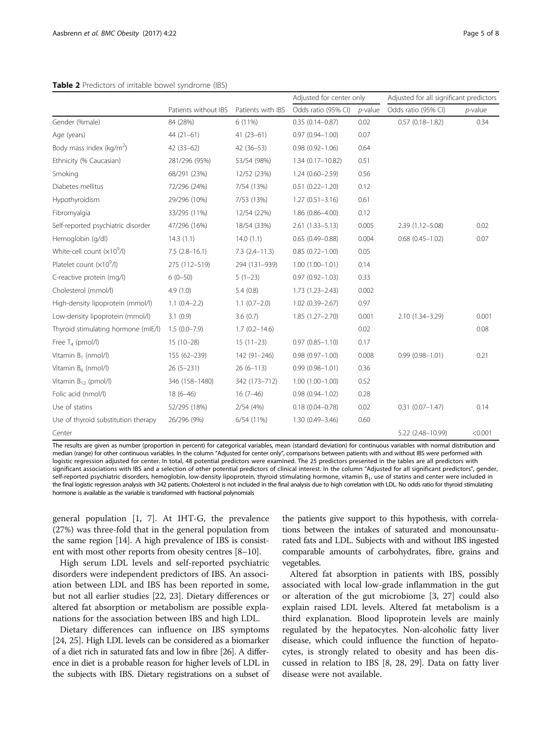**Table 2** Predictors of irritable bowel syndrome (IBS)

| | Patients without IBS | Patients with IBS | Adjusted for center only | | Adjusted for all significant predictors | |
|---|---|---|---|---|---|---|
| | | | Odds ratio (95% CI) | *p*-value | Odds ratio (95% CI) | *p*-value |
| Gender (%male) | 84 (28%) | 6 (11%) | 0.35 (0.14–0.87) | 0.02 | 0.57 (0.18–1.82) | 0.34 |
| Age (years) | 44 (21–61) | 41 (23–61) | 0.97 (0.94–1.00) | 0.07 | | |
| Body mass index (kg/m$^2$) | 42 (33–62) | 42 (36–53) | 0.98 (0.92–1.06) | 0.64 | | |
| Ethnicity (% Caucasian) | 281/296 (95%) | 53/54 (98%) | 1.34 (0.17–10.82) | 0.51 | | |
| Smoking | 68/291 (23%) | 12/52 (23%) | 1.24 (0.60–2.59) | 0.56 | | |
| Diabetes mellitus | 72/296 (24%) | 7/54 (13%) | 0.51 (0.22–1.20) | 0.12 | | |
| Hypothyroidism | 29/296 (10%) | 7/53 (13%) | 1.27 (0.51–3.16) | 0.61 | | |
| Fibromyalgia | 33/295 (11%) | 12/54 (22%) | 1.86 (0.86–4.00) | 0.12 | | |
| Self-reported psychiatric disorder | 47/296 (16%) | 18/54 (33%) | 2.61 (1.33–5.13) | 0.005 | 2.39 (1.12–5.08) | 0.02 |
| Hemoglobin (g/dl) | 14.3 (1.1) | 14.0 (1.1) | 0.65 (0.49–0.88) | 0.004 | 0.68 (0.45–1.02) | 0.07 |
| White-cell count ($\times10^9$/l) | 7.5 (2.8–16.1) | 7.3 (2.4–11.3) | 0.85 (0.72–1.00) | 0.05 | | |
| Platelet count ($\times10^9$/l) | 275 (112–519) | 294 (131–939) | 1.00 (1.00–1.01) | 0.14 | | |
| C-reactive protein (mg/l) | 6 (0–50) | 5 (1–23) | 0.97 (0.92–1.03) | 0.33 | | |
| Cholesterol (mmol/l) | 4.9 (1.0) | 5.4 (0.8) | 1.73 (1.23–2.43) | 0.002 | | |
| High-density lipoprotein (mmol/l) | 1.1 (0.4–2.2) | 1.1 (0.7–2.0) | 1.02 (0.39–2.67) | 0.97 | | |
| Low-density lipoprotein (mmol/l) | 3.1 (0.9) | 3.6 (0.7) | 1.85 (1.27–2.70) | 0.001 | 2.10 (1.34–3.29) | 0.001 |
| Thyroid stimulating hormone (mIE/l) | 1.5 (0.0–7.9) | 1.7 (0.2–14.6) | | 0.02 | | 0.08 |
| Free $T_4$ (pmol/l) | 15 (10–28) | 15 (11–23) | 0.97 (0.85–1.10) | 0.17 | | |
| Vitamin $B_1$ (nmol/l) | 155 (62–239) | 142 (91–246) | 0.98 (0.97–1.00) | 0.008 | 0.99 (0.98–1.01) | 0.21 |
| Vitamin $B_6$ (nmol/l) | 26 (5–231) | 26 (6–113) | 0.99 (0.98–1.01) | 0.36 | | |
| Vitamin $B_{12}$ (pmol/l) | 346 (158–1480) | 342 (173–712) | 1.00 (1.00–1.00) | 0.52 | | |
| Folic acid (nmol/l) | 18 (6–46) | 16 (7–46) | 0.98 (0.94–1.02) | 0.28 | | |
| Use of statins | 52/295 (18%) | 2/54 (4%) | 0.18 (0.04–0.78) | 0.02 | 0.31 (0.07–1.47) | 0.14 |
| Use of thyroid substitution therapy | 26/296 (9%) | 6/54 (11%) | 1.30 (0.49–3.46) | 0.60 | | |
| Center | | | | | 5.22 (2.48–10.99) | <0.001 |

The results are given as number (proportion in percent) for categorical variables, mean (standard deviation) for continuous variables with normal distribution and median (range) for other continuous variables. In the column "Adjusted for center only", comparisons between patients with and without IBS were performed with logistic regression adjusted for center. In total, 48 potential predictors were examined. The 25 predictors presented in the tables are all predictors with significant associations with IBS and a selection of other potential predictors of clinical interest. In the column "Adjusted for all significant predictors", gender, self-reported psychiatric disorders, hemoglobin, low-density lipoprotein, thyroid stimulating hormone, vitamin $B_1$, use of statins and center were included in the final logistic regression analysis with 342 patients. Cholesterol is not included in the final analysis due to high correlation with LDL. No odds ratio for thyroid stimulating hormone is available as the variable is transformed with fractional polynomials

general population [1, 7]. At IHT-G, the prevalence (27%) was three-fold that in the general population from the same region [14]. A high prevalence of IBS is consistent with most other reports from obesity centres [8–10].

High serum LDL levels and self-reported psychiatric disorders were independent predictors of IBS. An association between LDL and IBS has been reported in some, but not all earlier studies [22, 23]. Dietary differences or altered fat absorption or metabolism are possible explanations for the association between IBS and high LDL.

Dietary differences can influence on IBS symptoms [24, 25]. High LDL levels can be considered as a biomarker of a diet rich in saturated fats and low in fibre [26]. A difference in diet is a probable reason for higher levels of LDL in the subjects with IBS. Dietary registrations on a subset of the patients give support to this hypothesis, with correlations between the intakes of saturated and monounsaturated fats and LDL. Subjects with and without IBS ingested comparable amounts of carbohydrates, fibre, grains and vegetables.

Altered fat absorption in patients with IBS, possibly associated with local low-grade inflammation in the gut or alteration of the gut microbiome [3, 27] could also explain raised LDL levels. Altered fat metabolism is a third explanation. Blood lipoprotein levels are mainly regulated by the hepatocytes. Non-alcoholic fatty liver disease, which could influence the function of hepatocytes, is strongly related to obesity and has been discussed in relation to IBS [8, 28, 29]. Data on fatty liver disease were not available.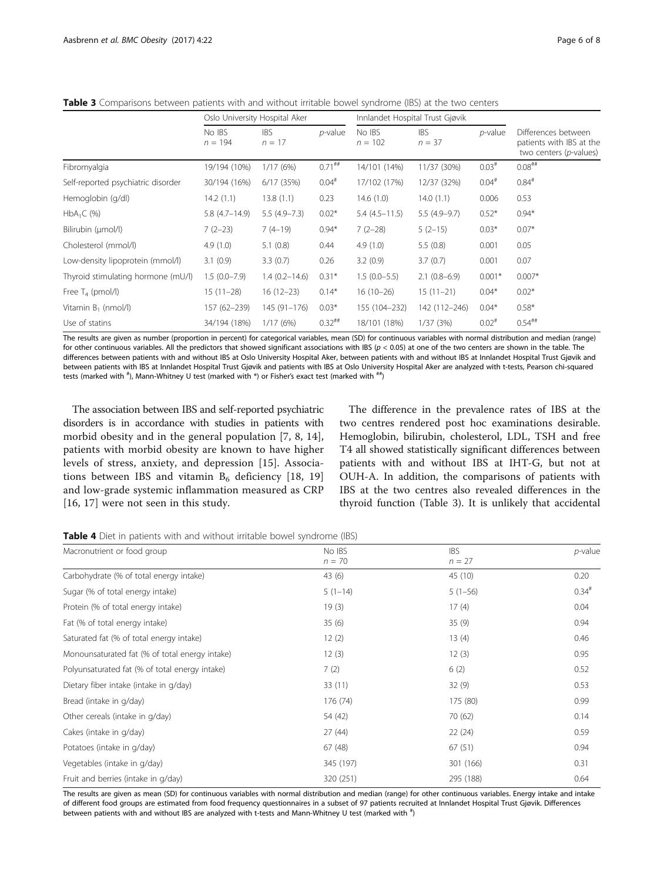**Table 3** Comparisons between patients with and without irritable bowel syndrome (IBS) at the two centers

| | Oslo University Hospital Aker | | | Innlandet Hospital Trust Gjøvik | | | |
|---|---|---|---|---|---|---|---|
| | No IBS $n = 194$ | IBS $n = 17$ | *p*-value | No IBS $n = 102$ | IBS $n = 37$ | *p*-value | Differences between patients with IBS at the two centers (*p*-values) |
| Fibromyalgia | 19/194 (10%) | 1/17 (6%) | 0.71[##] | 14/101 (14%) | 11/37 (30%) | 0.03[#] | 0.08[##] |
| Self-reported psychiatric disorder | 30/194 (16%) | 6/17 (35%) | 0.04[#] | 17/102 (17%) | 12/37 (32%) | 0.04[#] | 0.84[#] |
| Hemoglobin (g/dl) | 14.2 (1.1) | 13.8 (1.1) | 0.23 | 14.6 (1.0) | 14.0 (1.1) | 0.006 | 0.53 |
| $HbA_1C$ (%) | 5.8 (4.7–14.9) | 5.5 (4.9–7.3) | 0.02* | 5.4 (4.5–11.5) | 5.5 (4.9–9.7) | 0.52* | 0.94* |
| Bilirubin (μmol/l) | 7 (2–23) | 7 (4–19) | 0.94* | 7 (2–28) | 5 (2–15) | 0.03* | 0.07* |
| Cholesterol (mmol/l) | 4.9 (1.0) | 5.1 (0.8) | 0.44 | 4.9 (1.0) | 5.5 (0.8) | 0.001 | 0.05 |
| Low-density lipoprotein (mmol/l) | 3.1 (0.9) | 3.3 (0.7) | 0.26 | 3.2 (0.9) | 3.7 (0.7) | 0.001 | 0.07 |
| Thyroid stimulating hormone (mU/l) | 1.5 (0.0–7.9) | 1.4 (0.2–14.6) | 0.31* | 1.5 (0.0–5.5) | 2.1 (0.8–6.9) | 0.001* | 0.007* |
| Free $T_4$ (pmol/l) | 15 (11–28) | 16 (12–23) | 0.14* | 16 (10–26) | 15 (11–21) | 0.04* | 0.02* |
| Vitamin $B_1$ (nmol/l) | 157 (62–239) | 145 (91–176) | 0.03* | 155 (104–232) | 142 (112–246) | 0.04* | 0.58* |
| Use of statins | 34/194 (18%) | 1/17 (6%) | 0.32[##] | 18/101 (18%) | 1/37 (3%) | 0.02[#] | 0.54[##] |

The results are given as number (proportion in percent) for categorical variables, mean (SD) for continuous variables with normal distribution and median (range) for other continuous variables. All the predictors that showed significant associations with IBS ($p < 0.05$) at one of the two centers are shown in the table. The differences between patients with and without IBS at Oslo University Hospital Aker, between patients with and without IBS at Innlandet Hospital Trust Gjøvik and between patients with IBS at Innlandet Hospital Trust Gjøvik and patients with IBS at Oslo University Hospital Aker are analyzed with t-tests, Pearson chi-squared tests (marked with [#]), Mann-Whitney U test (marked with *) or Fisher's exact test (marked with [##])

The association between IBS and self-reported psychiatric disorders is in accordance with studies in patients with morbid obesity and in the general population [7, 8, 14], patients with morbid obesity are known to have higher levels of stress, anxiety, and depression [15]. Associations between IBS and vitamin $B_6$ deficiency [18, 19] and low-grade systemic inflammation measured as CRP [16, 17] were not seen in this study.

The difference in the prevalence rates of IBS at the two centres rendered post hoc examinations desirable. Hemoglobin, bilirubin, cholesterol, LDL, TSH and free T4 all showed statistically significant differences between patients with and without IBS at IHT-G, but not at OUH-A. In addition, the comparisons of patients with IBS at the two centres also revealed differences in the thyroid function (Table 3). It is unlikely that accidental

**Table 4** Diet in patients with and without irritable bowel syndrome (IBS)

| Macronutrient or food group | No IBS $n = 70$ | IBS $n = 27$ | *p*-value |
|---|---|---|---|
| Carbohydrate (% of total energy intake) | 43 (6) | 45 (10) | 0.20 |
| Sugar (% of total energy intake) | 5 (1–14) | 5 (1–56) | 0.34[#] |
| Protein (% of total energy intake) | 19 (3) | 17 (4) | 0.04 |
| Fat (% of total energy intake) | 35 (6) | 35 (9) | 0.94 |
| Saturated fat (% of total energy intake) | 12 (2) | 13 (4) | 0.46 |
| Monounsaturated fat (% of total energy intake) | 12 (3) | 12 (3) | 0.95 |
| Polyunsaturated fat (% of total energy intake) | 7 (2) | 6 (2) | 0.52 |
| Dietary fiber intake (intake in g/day) | 33 (11) | 32 (9) | 0.53 |
| Bread (intake in g/day) | 176 (74) | 175 (80) | 0.99 |
| Other cereals (intake in g/day) | 54 (42) | 70 (62) | 0.14 |
| Cakes (intake in g/day) | 27 (44) | 22 (24) | 0.59 |
| Potatoes (intake in g/day) | 67 (48) | 67 (51) | 0.94 |
| Vegetables (intake in g/day) | 345 (197) | 301 (166) | 0.31 |
| Fruit and berries (intake in g/day) | 320 (251) | 295 (188) | 0.64 |

The results are given as mean (SD) for continuous variables with normal distribution and median (range) for other continuous variables. Energy intake and intake of different food groups are estimated from food frequency questionnaires in a subset of 97 patients recruited at Innlandet Hospital Trust Gjøvik. Differences between patients with and without IBS are analyzed with t-tests and Mann-Whitney U test (marked with [#])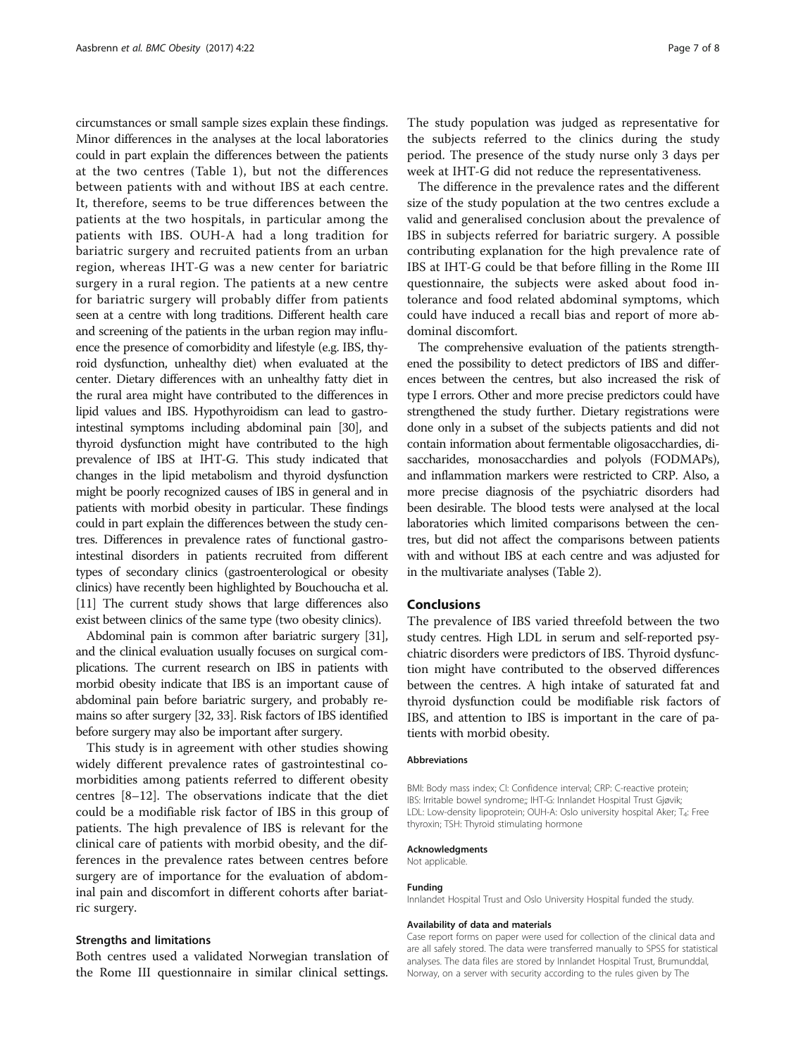circumstances or small sample sizes explain these findings. Minor differences in the analyses at the local laboratories could in part explain the differences between the patients at the two centres (Table 1), but not the differences between patients with and without IBS at each centre. It, therefore, seems to be true differences between the patients at the two hospitals, in particular among the patients with IBS. OUH-A had a long tradition for bariatric surgery and recruited patients from an urban region, whereas IHT-G was a new center for bariatric surgery in a rural region. The patients at a new centre for bariatric surgery will probably differ from patients seen at a centre with long traditions. Different health care and screening of the patients in the urban region may influence the presence of comorbidity and lifestyle (e.g. IBS, thyroid dysfunction, unhealthy diet) when evaluated at the center. Dietary differences with an unhealthy fatty diet in the rural area might have contributed to the differences in lipid values and IBS. Hypothyroidism can lead to gastrointestinal symptoms including abdominal pain [30], and thyroid dysfunction might have contributed to the high prevalence of IBS at IHT-G. This study indicated that changes in the lipid metabolism and thyroid dysfunction might be poorly recognized causes of IBS in general and in patients with morbid obesity in particular. These findings could in part explain the differences between the study centres. Differences in prevalence rates of functional gastrointestinal disorders in patients recruited from different types of secondary clinics (gastroenterological or obesity clinics) have recently been highlighted by Bouchoucha et al. [11] The current study shows that large differences also exist between clinics of the same type (two obesity clinics).

Abdominal pain is common after bariatric surgery [31], and the clinical evaluation usually focuses on surgical complications. The current research on IBS in patients with morbid obesity indicate that IBS is an important cause of abdominal pain before bariatric surgery, and probably remains so after surgery [32, 33]. Risk factors of IBS identified before surgery may also be important after surgery.

This study is in agreement with other studies showing widely different prevalence rates of gastrointestinal comorbidities among patients referred to different obesity centres [8–12]. The observations indicate that the diet could be a modifiable risk factor of IBS in this group of patients. The high prevalence of IBS is relevant for the clinical care of patients with morbid obesity, and the differences in the prevalence rates between centres before surgery are of importance for the evaluation of abdominal pain and discomfort in different cohorts after bariatric surgery.

### Strengths and limitations

Both centres used a validated Norwegian translation of the Rome III questionnaire in similar clinical settings. The study population was judged as representative for the subjects referred to the clinics during the study period. The presence of the study nurse only 3 days per week at IHT-G did not reduce the representativeness.

The difference in the prevalence rates and the different size of the study population at the two centres exclude a valid and generalised conclusion about the prevalence of IBS in subjects referred for bariatric surgery. A possible contributing explanation for the high prevalence rate of IBS at IHT-G could be that before filling in the Rome III questionnaire, the subjects were asked about food intolerance and food related abdominal symptoms, which could have induced a recall bias and report of more abdominal discomfort.

The comprehensive evaluation of the patients strengthened the possibility to detect predictors of IBS and differences between the centres, but also increased the risk of type I errors. Other and more precise predictors could have strengthened the study further. Dietary registrations were done only in a subset of the subjects patients and did not contain information about fermentable oligosaccharides, disaccharides, monosaccharides and polyols (FODMAPs), and inflammation markers were restricted to CRP. Also, a more precise diagnosis of the psychiatric disorders had been desirable. The blood tests were analysed at the local laboratories which limited comparisons between the centres, but did not affect the comparisons between patients with and without IBS at each centre and was adjusted for in the multivariate analyses (Table 2).

## Conclusions

The prevalence of IBS varied threefold between the two study centres. High LDL in serum and self-reported psychiatric disorders were predictors of IBS. Thyroid dysfunction might have contributed to the observed differences between the centres. A high intake of saturated fat and thyroid dysfunction could be modifiable risk factors of IBS, and attention to IBS is important in the care of patients with morbid obesity.

#### Abbreviations

BMI: Body mass index; CI: Confidence interval; CRP: C-reactive protein; IBS: Irritable bowel syndrome;; IHT-G: Innlandet Hospital Trust Gjøvik; LDL: Low-density lipoprotein; OUH-A: Oslo university hospital Aker; $T_4$: Free thyroxin; TSH: Thyroid stimulating hormone

#### Acknowledgments

Not applicable.

#### Funding

Innlandet Hospital Trust and Oslo University Hospital funded the study.

#### Availability of data and materials

Case report forms on paper were used for collection of the clinical data and are all safely stored. The data were transferred manually to SPSS for statistical analyses. The data files are stored by Innlandet Hospital Trust, Brumunddal, Norway, on a server with security according to the rules given by The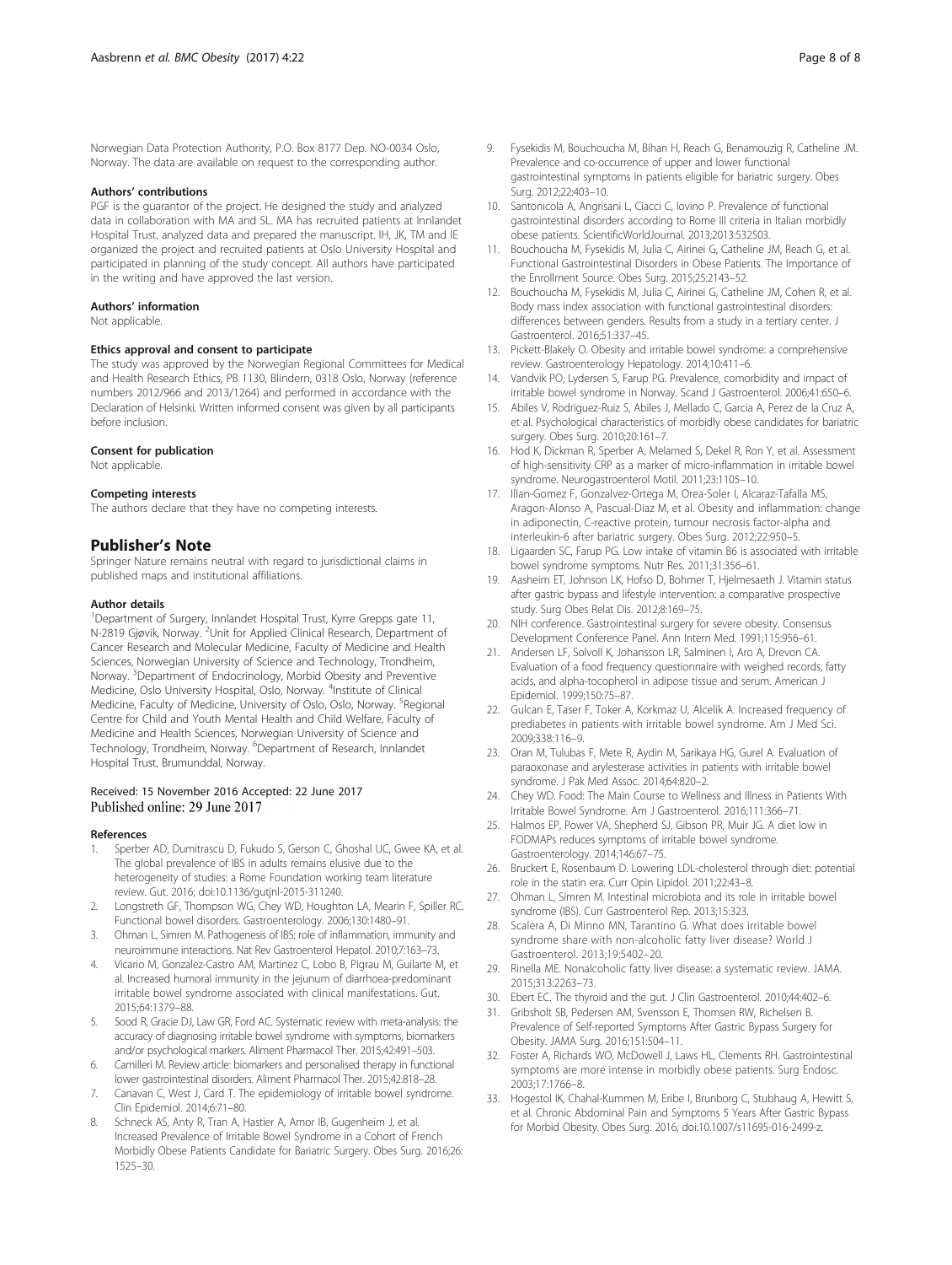Norwegian Data Protection Authority, P.O. Box 8177 Dep. NO-0034 Oslo, Norway. The data are available on request to the corresponding author.

#### Authors' contributions

PGF is the guarantor of the project. He designed the study and analyzed data in collaboration with MA and SL. MA has recruited patients at Innlandet Hospital Trust, analyzed data and prepared the manuscript. IH, JK, TM and IE organized the project and recruited patients at Oslo University Hospital and participated in planning of the study concept. All authors have participated in the writing and have approved the last version.

#### Authors' information

Not applicable.

#### Ethics approval and consent to participate

The study was approved by the Norwegian Regional Committees for Medical and Health Research Ethics, PB 1130, Blindern, 0318 Oslo, Norway (reference numbers 2012/966 and 2013/1264) and performed in accordance with the Declaration of Helsinki. Written informed consent was given by all participants before inclusion.

#### Consent for publication

Not applicable.

#### Competing interests

The authors declare that they have no competing interests.

## Publisher's Note

Springer Nature remains neutral with regard to jurisdictional claims in published maps and institutional affiliations.

#### Author details

[1]Department of Surgery, Innlandet Hospital Trust, Kyrre Grepps gate 11, N-2819 Gjøvik, Norway. [2]Unit for Applied Clinical Research, Department of Cancer Research and Molecular Medicine, Faculty of Medicine and Health Sciences, Norwegian University of Science and Technology, Trondheim, Norway. [3]Department of Endocrinology, Morbid Obesity and Preventive Medicine, Oslo University Hospital, Oslo, Norway. [4]Institute of Clinical Medicine, Faculty of Medicine, University of Oslo, Oslo, Norway. [5]Regional Centre for Child and Youth Mental Health and Child Welfare, Faculty of Medicine and Health Sciences, Norwegian University of Science and Technology, Trondheim, Norway. [6]Department of Research, Innlandet Hospital Trust, Brumunddal, Norway.

Received: 15 November 2016 Accepted: 22 June 2017
Published online: 29 June 2017

#### References

1. Sperber AD, Dumitrascu D, Fukudo S, Gerson C, Ghoshal UC, Gwee KA, et al. The global prevalence of IBS in adults remains elusive due to the heterogeneity of studies: a Rome Foundation working team literature review. Gut. 2016; doi:10.1136/gutjnl-2015-311240.
2. Longstreth GF, Thompson WG, Chey WD, Houghton LA, Mearin F, Spiller RC. Functional bowel disorders. Gastroenterology. 2006;130:1480–91.
3. Ohman L, Simren M. Pathogenesis of IBS: role of inflammation, immunity and neuroimmune interactions. Nat Rev Gastroenterol Hepatol. 2010;7:163–73.
4. Vicario M, Gonzalez-Castro AM, Martinez C, Lobo B, Pigrau M, Guilarte M, et al. Increased humoral immunity in the jejunum of diarrhoea-predominant irritable bowel syndrome associated with clinical manifestations. Gut. 2015;64:1379–88.
5. Sood R, Gracie DJ, Law GR, Ford AC. Systematic review with meta-analysis: the accuracy of diagnosing irritable bowel syndrome with symptoms, biomarkers and/or psychological markers. Aliment Pharmacol Ther. 2015;42:491–503.
6. Camilleri M. Review article: biomarkers and personalised therapy in functional lower gastrointestinal disorders. Aliment Pharmacol Ther. 2015;42:818–28.
7. Canavan C, West J, Card T. The epidemiology of irritable bowel syndrome. Clin Epidemiol. 2014;6:71–80.
8. Schneck AS, Anty R, Tran A, Hastier A, Amor IB, Gugenheim J, et al. Increased Prevalence of Irritable Bowel Syndrome in a Cohort of French Morbidly Obese Patients Candidate for Bariatric Surgery. Obes Surg. 2016;26: 1525–30.
9. Fysekidis M, Bouchoucha M, Bihan H, Reach G, Benamouzig R, Catheline JM. Prevalence and co-occurrence of upper and lower functional gastrointestinal symptoms in patients eligible for bariatric surgery. Obes Surg. 2012;22:403–10.
10. Santonicola A, Angrisani L, Ciacci C, Iovino P. Prevalence of functional gastrointestinal disorders according to Rome III criteria in Italian morbidly obese patients. ScientificWorldJournal. 2013;2013:532503.
11. Bouchoucha M, Fysekidis M, Julia C, Airinei G, Catheline JM, Reach G, et al. Functional Gastrointestinal Disorders in Obese Patients. The Importance of the Enrollment Source. Obes Surg. 2015;25:2143–52.
12. Bouchoucha M, Fysekidis M, Julia C, Airinei G, Catheline JM, Cohen R, et al. Body mass index association with functional gastrointestinal disorders: differences between genders. Results from a study in a tertiary center. J Gastroenterol. 2016;51:337–45.
13. Pickett-Blakely O. Obesity and irritable bowel syndrome: a comprehensive review. Gastroenterology Hepatology. 2014;10:411–6.
14. Vandvik PO, Lydersen S, Farup PG. Prevalence, comorbidity and impact of irritable bowel syndrome in Norway. Scand J Gastroenterol. 2006;41:650–6.
15. Abiles V, Rodriguez-Ruiz S, Abiles J, Mellado C, Garcia A, Perez de la Cruz A, et al. Psychological characteristics of morbidly obese candidates for bariatric surgery. Obes Surg. 2010;20:161–7.
16. Hod K, Dickman R, Sperber A, Melamed S, Dekel R, Ron Y, et al. Assessment of high-sensitivity CRP as a marker of micro-inflammation in irritable bowel syndrome. Neurogastroenterol Motil. 2011;23:1105–10.
17. Illan-Gomez F, Gonzalvez-Ortega M, Orea-Soler I, Alcaraz-Tafalla MS, Aragon-Alonso A, Pascual-Diaz M, et al. Obesity and inflammation: change in adiponectin, C-reactive protein, tumour necrosis factor-alpha and interleukin-6 after bariatric surgery. Obes Surg. 2012;22:950–5.
18. Ligaarden SC, Farup PG. Low intake of vitamin B6 is associated with irritable bowel syndrome symptoms. Nutr Res. 2011;31:356–61.
19. Aasheim ET, Johnson LK, Hofso D, Bohmer T, Hjelmesaeth J. Vitamin status after gastric bypass and lifestyle intervention: a comparative prospective study. Surg Obes Relat Dis. 2012;8:169–75.
20. NIH conference. Gastrointestinal surgery for severe obesity. Consensus Development Conference Panel. Ann Intern Med. 1991;115:956–61.
21. Andersen LF, Solvoll K, Johansson LR, Salminen I, Aro A, Drevon CA. Evaluation of a food frequency questionnaire with weighed records, fatty acids, and alpha-tocopherol in adipose tissue and serum. American J Epidemiol. 1999;150:75–87.
22. Gulcan E, Taser F, Toker A, Korkmaz U, Alcelik A. Increased frequency of prediabetes in patients with irritable bowel syndrome. Am J Med Sci. 2009;338:116–9.
23. Oran M, Tulubas F, Mete R, Aydin M, Sarikaya HG, Gurel A. Evaluation of paraoxonase and arylesterase activities in patients with irritable bowel syndrome. J Pak Med Assoc. 2014;64:820–2.
24. Chey WD. Food: The Main Course to Wellness and Illness in Patients With Irritable Bowel Syndrome. Am J Gastroenterol. 2016;111:366–71.
25. Halmos EP, Power VA, Shepherd SJ, Gibson PR, Muir JG. A diet low in FODMAPs reduces symptoms of irritable bowel syndrome. Gastroenterology. 2014;146:67–75.
26. Bruckert E, Rosenbaum D. Lowering LDL-cholesterol through diet: potential role in the statin era. Curr Opin Lipidol. 2011;22:43–8.
27. Ohman L, Simren M. Intestinal microbiota and its role in irritable bowel syndrome (IBS). Curr Gastroenterol Rep. 2013;15:323.
28. Scalera A, Di Minno MN, Tarantino G. What does irritable bowel syndrome share with non-alcoholic fatty liver disease? World J Gastroenterol. 2013;19:5402–20.
29. Rinella ME. Nonalcoholic fatty liver disease: a systematic review. JAMA. 2015;313:2263–73.
30. Ebert EC. The thyroid and the gut. J Clin Gastroenterol. 2010;44:402–6.
31. Gribsholt SB, Pedersen AM, Svensson E, Thomsen RW, Richelsen B. Prevalence of Self-reported Symptoms After Gastric Bypass Surgery for Obesity. JAMA Surg. 2016;151:504–11.
32. Foster A, Richards WO, McDowell J, Laws HL, Clements RH. Gastrointestinal symptoms are more intense in morbidly obese patients. Surg Endosc. 2003;17:1766–8.
33. Hogestol IK, Chahal-Kummen M, Eribe I, Brunborg C, Stubhaug A, Hewitt S, et al. Chronic Abdominal Pain and Symptoms 5 Years After Gastric Bypass for Morbid Obesity. Obes Surg. 2016; doi:10.1007/s11695-016-2499-z.